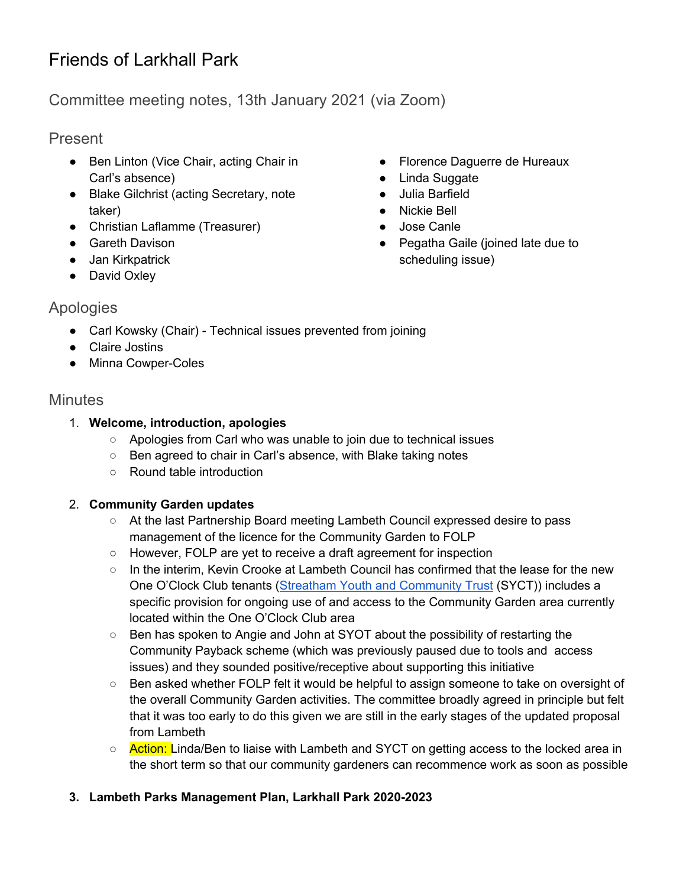# Friends of Larkhall Park

## Committee meeting notes, 13th January 2021 (via Zoom)

### Present

- Ben Linton (Vice Chair, acting Chair in Carl's absence)
- Blake Gilchrist (acting Secretary, note taker)
- Christian Laflamme (Treasurer)
- Gareth Davison
- Jan Kirkpatrick
- David Oxley
- Florence Daguerre de Hureaux
- Linda Suggate
- Julia Barfield
- Nickie Bell
- Jose Canle
- Pegatha Gaile (joined late due to scheduling issue)

### Apologies

- Carl Kowsky (Chair) - Technical issues prevented from joining
- Claire Jostins
- Minna Cowper-Coles

### Minutes

1. **Welcome, introduction, apologies**
   - Apologies from Carl who was unable to join due to technical issues
   - Ben agreed to chair in Carl's absence, with Blake taking notes
   - Round table introduction

2. **Community Garden updates**
   - At the last Partnership Board meeting Lambeth Council expressed desire to pass management of the licence for the Community Garden to FOLP
   - However, FOLP are yet to receive a draft agreement for inspection
   - In the interim, Kevin Crooke at Lambeth Council has confirmed that the lease for the new One O'Clock Club tenants (Streatham Youth and Community Trust (SYCT)) includes a specific provision for ongoing use of and access to the Community Garden area currently located within the One O'Clock Club area
   - Ben has spoken to Angie and John at SYOT about the possibility of restarting the Community Payback scheme (which was previously paused due to tools and access issues) and they sounded positive/receptive about supporting this initiative
   - Ben asked whether FOLP felt it would be helpful to assign someone to take on oversight of the overall Community Garden activities. The committee broadly agreed in principle but felt that it was too early to do this given we are still in the early stages of the updated proposal from Lambeth
   - Action: Linda/Ben to liaise with Lambeth and SYCT on getting access to the locked area in the short term so that our community gardeners can recommence work as soon as possible

3. **Lambeth Parks Management Plan, Larkhall Park 2020-2023**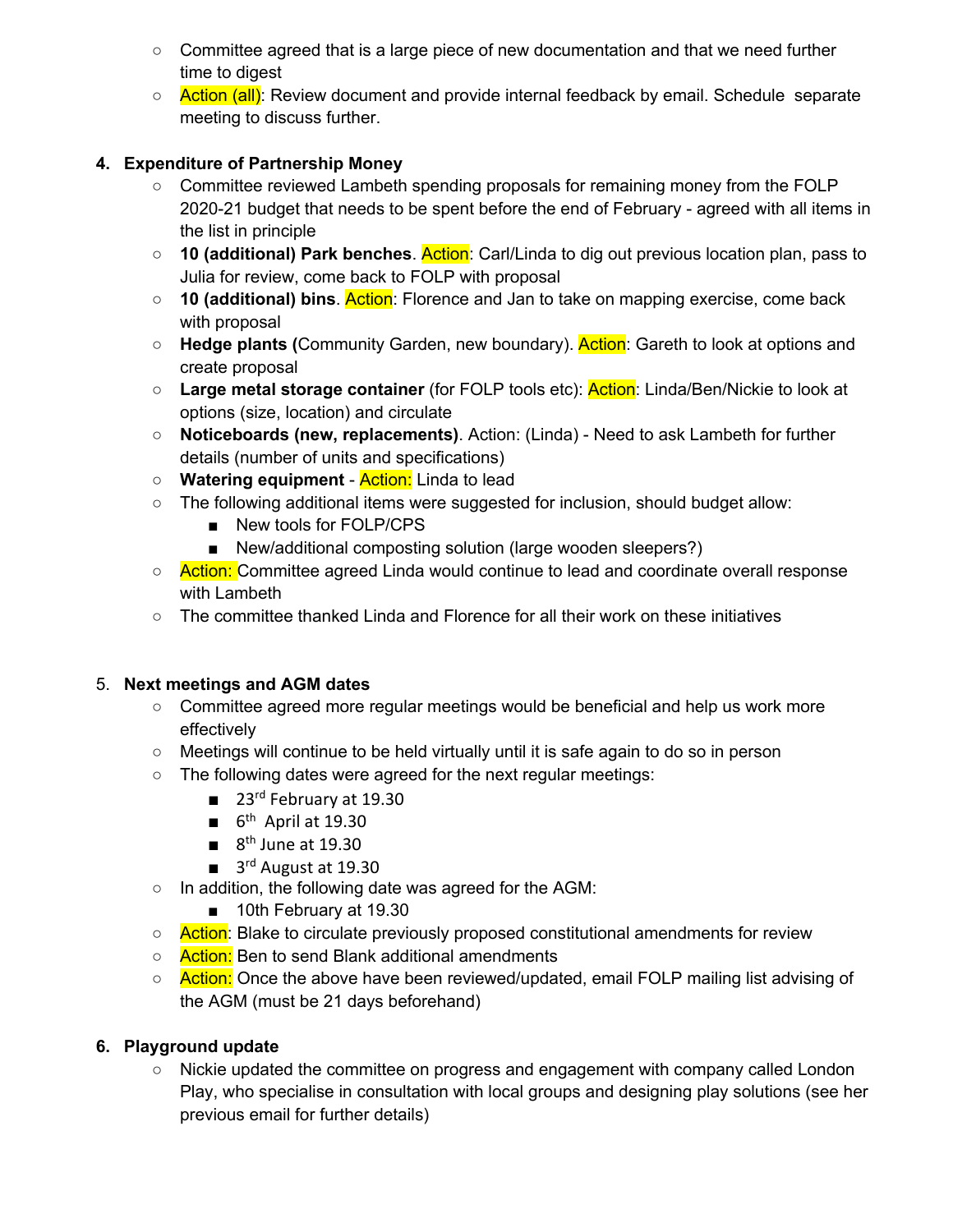- Committee agreed that is a large piece of new documentation and that we need further time to digest
- Action (all): Review document and provide internal feedback by email. Schedule separate meeting to discuss further.

4. **Expenditure of Partnership Money**
    - Committee reviewed Lambeth spending proposals for remaining money from the FOLP 2020-21 budget that needs to be spent before the end of February - agreed with all items in the list in principle
    - **10 (additional) Park benches**. Action: Carl/Linda to dig out previous location plan, pass to Julia for review, come back to FOLP with proposal
    - **10 (additional) bins**. Action: Florence and Jan to take on mapping exercise, come back with proposal
    - **Hedge plants (**Community Garden, new boundary). Action: Gareth to look at options and create proposal
    - **Large metal storage container** (for FOLP tools etc): Action: Linda/Ben/Nickie to look at options (size, location) and circulate
    - **Noticeboards (new, replacements)**. Action: (Linda) - Need to ask Lambeth for further details (number of units and specifications)
    - **Watering equipment** - Action: Linda to lead
    - The following additional items were suggested for inclusion, should budget allow:
        - New tools for FOLP/CPS
        - New/additional composting solution (large wooden sleepers?)
    - Action: Committee agreed Linda would continue to lead and coordinate overall response with Lambeth
    - The committee thanked Linda and Florence for all their work on these initiatives

5. **Next meetings and AGM dates**
    - Committee agreed more regular meetings would be beneficial and help us work more effectively
    - Meetings will continue to be held virtually until it is safe again to do so in person
    - The following dates were agreed for the next regular meetings:
        - 23rd February at 19.30
        - 6th April at 19.30
        - 8th June at 19.30
        - 3rd August at 19.30
    - In addition, the following date was agreed for the AGM:
        - 10th February at 19.30
    - Action: Blake to circulate previously proposed constitutional amendments for review
    - Action: Ben to send Blank additional amendments
    - Action: Once the above have been reviewed/updated, email FOLP mailing list advising of the AGM (must be 21 days beforehand)

6. **Playground update**
    - Nickie updated the committee on progress and engagement with company called London Play, who specialise in consultation with local groups and designing play solutions (see her previous email for further details)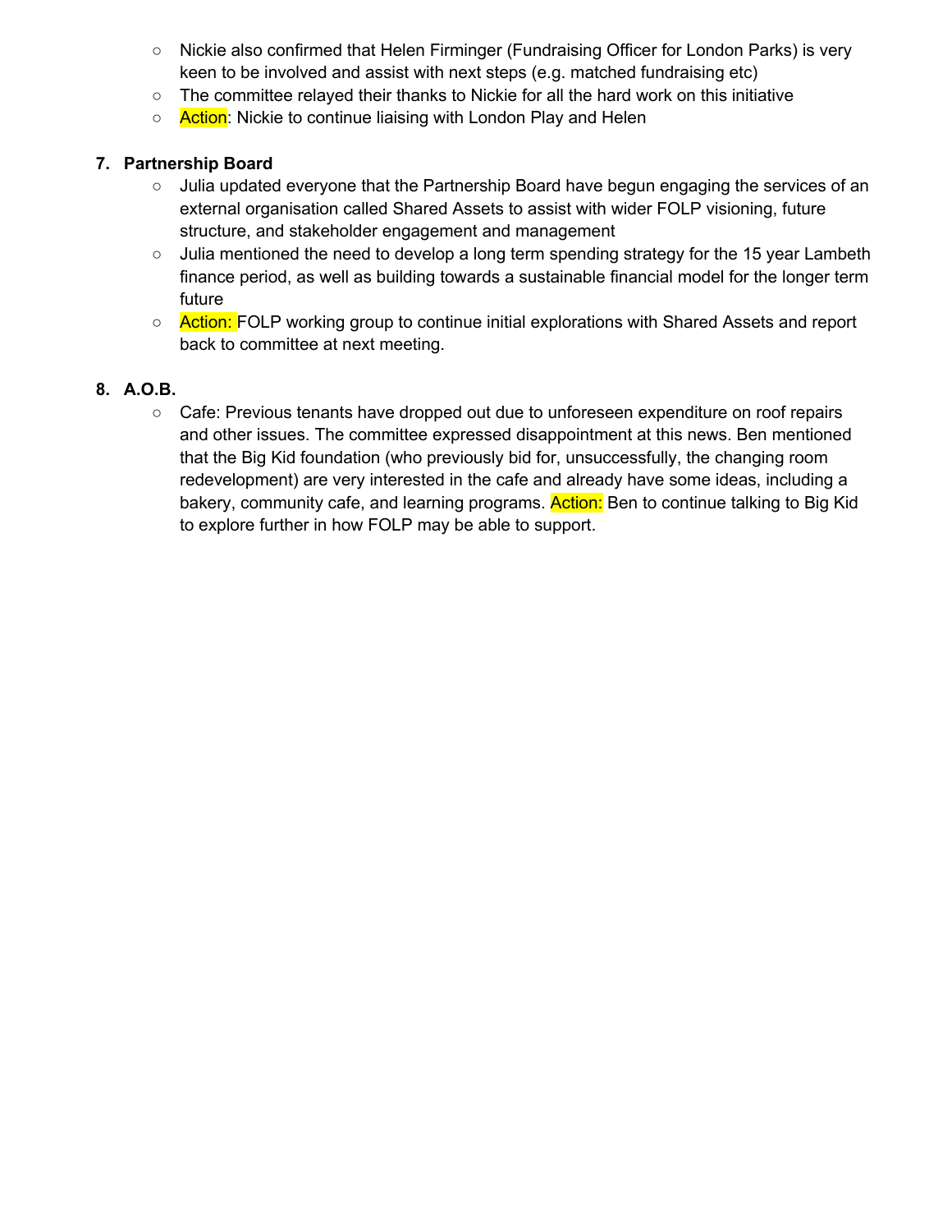- Nickie also confirmed that Helen Firminger (Fundraising Officer for London Parks) is very keen to be involved and assist with next steps (e.g. matched fundraising etc)
- The committee relayed their thanks to Nickie for all the hard work on this initiative
- Action: Nickie to continue liaising with London Play and Helen

7. **Partnership Board**
    - Julia updated everyone that the Partnership Board have begun engaging the services of an external organisation called Shared Assets to assist with wider FOLP visioning, future structure, and stakeholder engagement and management
    - Julia mentioned the need to develop a long term spending strategy for the 15 year Lambeth finance period, as well as building towards a sustainable financial model for the longer term future
    - Action: FOLP working group to continue initial explorations with Shared Assets and report back to committee at next meeting.

8. **A.O.B.**
    - Cafe: Previous tenants have dropped out due to unforeseen expenditure on roof repairs and other issues. The committee expressed disappointment at this news. Ben mentioned that the Big Kid foundation (who previously bid for, unsuccessfully, the changing room redevelopment) are very interested in the cafe and already have some ideas, including a bakery, community cafe, and learning programs. Action: Ben to continue talking to Big Kid to explore further in how FOLP may be able to support.